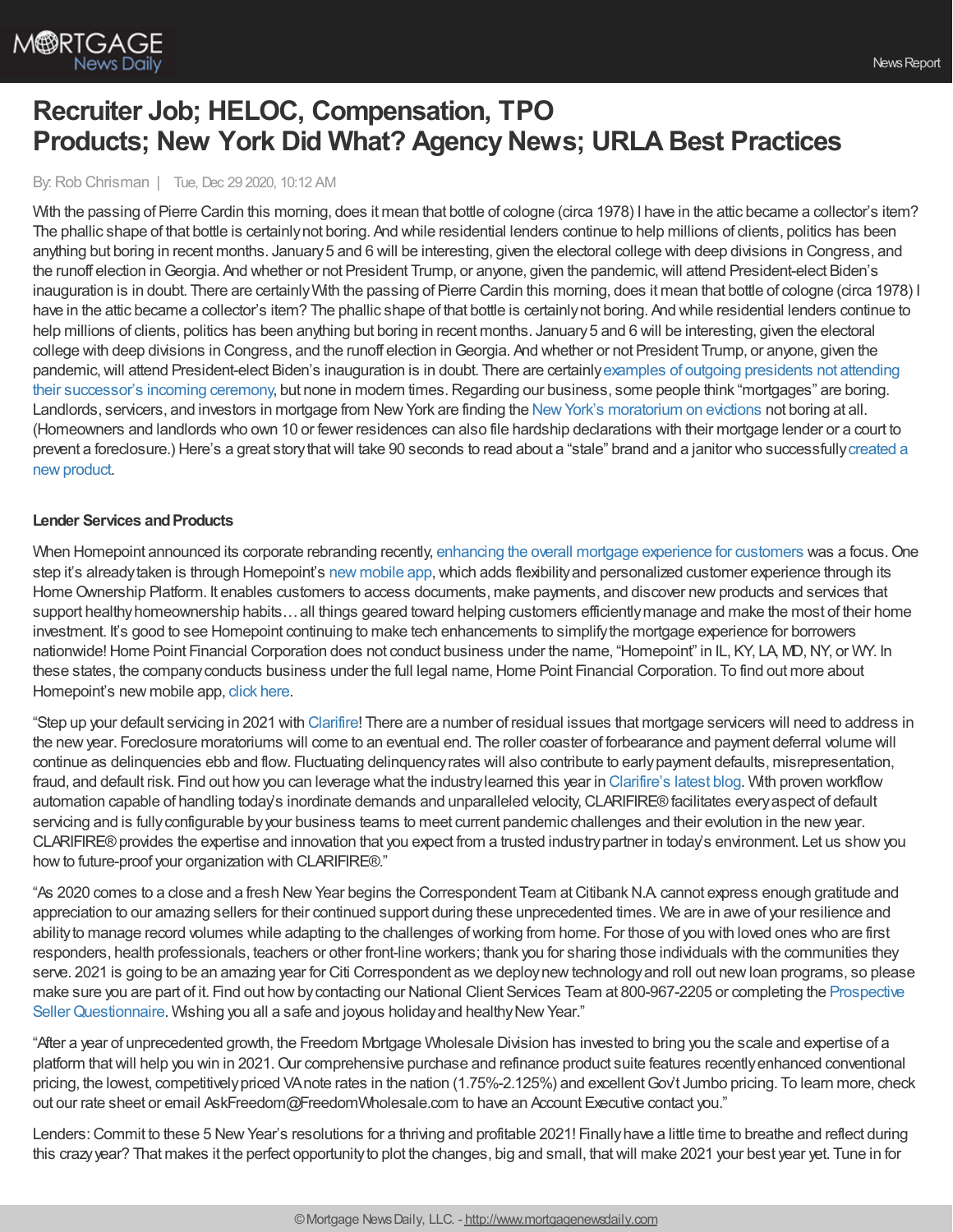# Recruiter Job; HELOC, Compensation, TPO Products; New York Did What? Agency News; URLA Best Practices

By: Rob Chrisman | Tue, Dec 29 2020, 10:12 AM

With the passing of Pierre Cardin this morning, does it mean that bottle of cologne (circa 1978) I have in the attic became a collector's item? The phallic shape of that bottle is certainly not boring. And while residential lenders continue to help millions of clients, politics has been anything but boring in recent months. January 5 and 6 will be interesting, given the electoral college with deep divisions in Congress, and the runoff election in Georgia. And whether or not President Trump, or anyone, given the pandemic, will attend President-elect Biden's inauguration is in doubt. There are certainly With the passing of Pierre Cardin this morning, does it mean that bottle of cologne (circa 1978) I have in the attic became a collector's item? The phallic shape of that bottle is certainly not boring. And while residential lenders continue to help millions of clients, politics has been anything but boring in recent months. January 5 and 6 will be interesting, given the electoral college with deep divisions in Congress, and the runoff election in Georgia. And whether or not President Trump, or anyone, given the pandemic, will attend President-elect Biden's inauguration is in doubt. There are certainly examples of outgoing presidents not attending their successor's incoming ceremony, but none in modern times. Regarding our business, some people think "mortgages" are boring. Landlords, servicers, and investors in mortgage from New York are finding the New York's moratorium on evictions not boring at all. (Homeowners and landlords who own 10 or fewer residences can also file hardship declarations with their mortgage lender or a court to prevent a foreclosure.) Here's a great story that will take 90 seconds to read about a "stale" brand and a janitor who successfully created a new product.

**Lender Services and Products**

When Homepoint announced its corporate rebranding recently, enhancing the overall mortgage experience for customers was a focus. One step it's already taken is through Homepoint's new mobile app, which adds flexibility and personalized customer experience through its Home Ownership Platform. It enables customers to access documents, make payments, and discover new products and services that support healthy homeownership habits… all things geared toward helping customers efficiently manage and make the most of their home investment. It's good to see Homepoint continuing to make tech enhancements to simplify the mortgage experience for borrowers nationwide! Home Point Financial Corporation does not conduct business under the name, "Homepoint" in IL, KY, LA, MD, NY, or WY. In these states, the company conducts business under the full legal name, Home Point Financial Corporation. To find out more about Homepoint's new mobile app, click here.

"Step up your default servicing in 2021 with Clarifire! There are a number of residual issues that mortgage servicers will need to address in the new year. Foreclosure moratoriums will come to an eventual end. The roller coaster of forbearance and payment deferral volume will continue as delinquencies ebb and flow. Fluctuating delinquency rates will also contribute to early payment defaults, misrepresentation, fraud, and default risk. Find out how you can leverage what the industry learned this year in Clarifire's latest blog. With proven workflow automation capable of handling today's inordinate demands and unparalleled velocity, CLARIFIRE® facilitates every aspect of default servicing and is fully configurable by your business teams to meet current pandemic challenges and their evolution in the new year. CLARIFIRE® provides the expertise and innovation that you expect from a trusted industry partner in today's environment. Let us show you how to future-proof your organization with CLARIFIRE®."

"As 2020 comes to a close and a fresh New Year begins the Correspondent Team at Citibank N.A. cannot express enough gratitude and appreciation to our amazing sellers for their continued support during these unprecedented times. We are in awe of your resilience and ability to manage record volumes while adapting to the challenges of working from home. For those of you with loved ones who are first responders, health professionals, teachers or other front-line workers; thank you for sharing those individuals with the communities they serve. 2021 is going to be an amazing year for Citi Correspondent as we deploy new technology and roll out new loan programs, so please make sure you are part of it. Find out how by contacting our National Client Services Team at 800-967-2205 or completing the Prospective Seller Questionnaire. Wishing you all a safe and joyous holiday and healthy New Year."

"After a year of unprecedented growth, the Freedom Mortgage Wholesale Division has invested to bring you the scale and expertise of a platform that will help you win in 2021. Our comprehensive purchase and refinance product suite features recently enhanced conventional pricing, the lowest, competitively priced VA note rates in the nation (1.75%-2.125%) and excellent Gov't Jumbo pricing. To learn more, check out our rate sheet or email AskFreedom@FreedomWholesale.com to have an Account Executive contact you."

Lenders: Commit to these 5 New Year's resolutions for a thriving and profitable 2021! Finally have a little time to breathe and reflect during this crazy year? That makes it the perfect opportunity to plot the changes, big and small, that will make 2021 your best year yet. Tune in for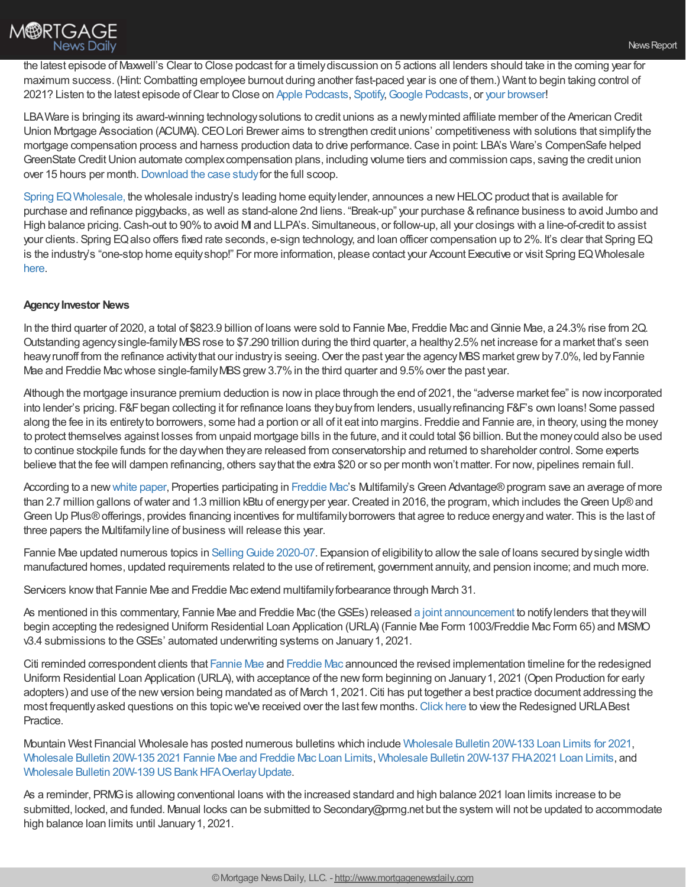the latest episode of Maxwell's Clear to Close podcast for a timely discussion on 5 actions all lenders should take in the coming year for maximum success. (Hint: Combatting employee burnout during another fast-paced year is one of them.) Want to begin taking control of 2021? Listen to the latest episode of Clear to Close on Apple Podcasts, Spotify, Google Podcasts, or your browser!

LBA Ware is bringing its award-winning technology solutions to credit unions as a newly minted affiliate member of the American Credit Union Mortgage Association (ACUMA). CEO Lori Brewer aims to strengthen credit unions' competitiveness with solutions that simplify the mortgage compensation process and harness production data to drive performance. Case in point: LBA's Ware's CompenSafe helped GreenState Credit Union automate complex compensation plans, including volume tiers and commission caps, saving the credit union over 15 hours per month. Download the case study for the full scoop.

Spring EQ Wholesale, the wholesale industry's leading home equity lender, announces a new HELOC product that is available for purchase and refinance piggybacks, as well as stand-alone 2nd liens. "Break-up" your purchase & refinance business to avoid Jumbo and High balance pricing. Cash-out to 90% to avoid MI and LLPA's. Simultaneous, or follow-up, all your closings with a line-of-credit to assist your clients. Spring EQ also offers fixed rate seconds, e-sign technology, and loan officer compensation up to 2%. It's clear that Spring EQ is the industry's "one-stop home equity shop!" For more information, please contact your Account Executive or visit Spring EQ Wholesale here.

**Agency Investor News**

In the third quarter of 2020, a total of $823.9 billion of loans were sold to Fannie Mae, Freddie Mac and Ginnie Mae, a 24.3% rise from 2Q. Outstanding agency single-family MBS rose to $7.290 trillion during the third quarter, a healthy 2.5% net increase for a market that's seen heavy runoff from the refinance activity that our industry is seeing. Over the past year the agency MBS market grew by 7.0%, led by Fannie Mae and Freddie Mac whose single-family MBS grew 3.7% in the third quarter and 9.5% over the past year.

Although the mortgage insurance premium deduction is now in place through the end of 2021, the "adverse market fee" is now incorporated into lender's pricing. F&F began collecting it for refinance loans they buy from lenders, usually refinancing F&F's own loans! Some passed along the fee in its entirety to borrowers, some had a portion or all of it eat into margins. Freddie and Fannie are, in theory, using the money to protect themselves against losses from unpaid mortgage bills in the future, and it could total $6 billion. But the money could also be used to continue stockpile funds for the day when they are released from conservatorship and returned to shareholder control. Some experts believe that the fee will dampen refinancing, others say that the extra $20 or so per month won't matter. For now, pipelines remain full.

According to a new white paper, Properties participating in Freddie Mac's Multifamily's Green Advantage® program save an average of more than 2.7 million gallons of water and 1.3 million kBtu of energy per year. Created in 2016, the program, which includes the Green Up® and Green Up Plus® offerings, provides financing incentives for multifamily borrowers that agree to reduce energy and water. This is the last of three papers the Multifamily line of business will release this year.

Fannie Mae updated numerous topics in Selling Guide 2020-07. Expansion of eligibility to allow the sale of loans secured by single width manufactured homes, updated requirements related to the use of retirement, government annuity, and pension income; and much more.

Servicers know that Fannie Mae and Freddie Mac extend multifamily forbearance through March 31.

As mentioned in this commentary, Fannie Mae and Freddie Mac (the GSEs) released a joint announcement to notify lenders that they will begin accepting the redesigned Uniform Residential Loan Application (URLA) (Fannie Mae Form 1003/Freddie Mac Form 65) and MISMO v3.4 submissions to the GSEs' automated underwriting systems on January 1, 2021.

Citi reminded correspondent clients that Fannie Mae and Freddie Mac announced the revised implementation timeline for the redesigned Uniform Residential Loan Application (URLA), with acceptance of the new form beginning on January 1, 2021 (Open Production for early adopters) and use of the new version being mandated as of March 1, 2021. Citi has put together a best practice document addressing the most frequently asked questions on this topic we've received over the last few months. Click here to view the Redesigned URLA Best Practice.

Mountain West Financial Wholesale has posted numerous bulletins which include Wholesale Bulletin 20W-133 Loan Limits for 2021, Wholesale Bulletin 20W-135 2021 Fannie Mae and Freddie Mac Loan Limits, Wholesale Bulletin 20W-137 FHA 2021 Loan Limits, and Wholesale Bulletin 20W-139 US Bank HFA Overlay Update.

As a reminder, PRMG is allowing conventional loans with the increased standard and high balance 2021 loan limits increase to be submitted, locked, and funded. Manual locks can be submitted to Secondary@prmg.net but the system will not be updated to accommodate high balance loan limits until January 1, 2021.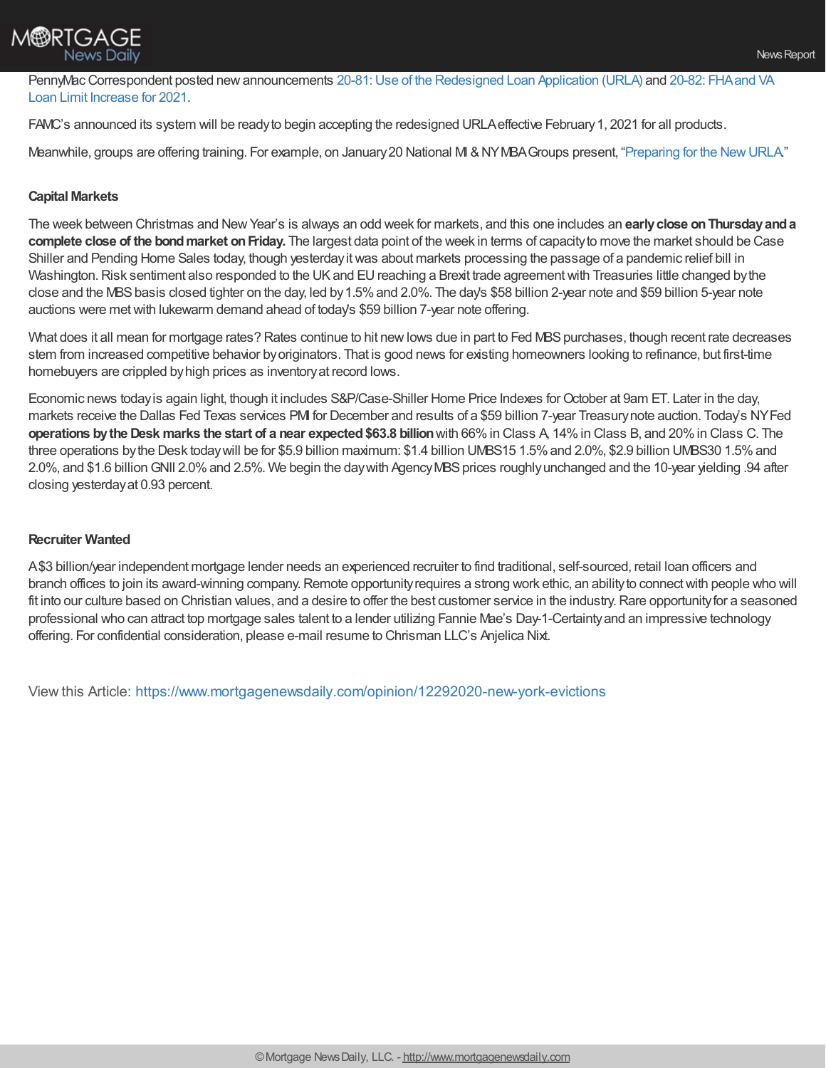PennyMac Correspondent posted new announcements 20-81: Use of the Redesigned Loan Application (URLA) and 20-82: FHA and VA Loan Limit Increase for 2021.

FAMC's announced its system will be ready to begin accepting the redesigned URLA effective February 1, 2021 for all products.

Meanwhile, groups are offering training. For example, on January 20 National MI & NY MBA Groups present, "Preparing for the New URLA."

**Capital Markets**

The week between Christmas and New Year's is always an odd week for markets, and this one includes an **early close on Thursday and a complete close of the bond market on Friday.** The largest data point of the week in terms of capacity to move the market should be Case Shiller and Pending Home Sales today, though yesterday it was about markets processing the passage of a pandemic relief bill in Washington. Risk sentiment also responded to the UK and EU reaching a Brexit trade agreement with Treasuries little changed by the close and the MBS basis closed tighter on the day, led by 1.5% and 2.0%. The day's $58 billion 2-year note and $59 billion 5-year note auctions were met with lukewarm demand ahead of today's $59 billion 7-year note offering.

What does it all mean for mortgage rates? Rates continue to hit new lows due in part to Fed MBS purchases, though recent rate decreases stem from increased competitive behavior by originators. That is good news for existing homeowners looking to refinance, but first-time homebuyers are crippled by high prices as inventory at record lows.

Economic news today is again light, though it includes S&P/Case-Shiller Home Price Indexes for October at 9am ET. Later in the day, markets receive the Dallas Fed Texas services PMI for December and results of a $59 billion 7-year Treasury note auction. Today's NY Fed **operations by the Desk marks the start of a near expected $63.8 billion** with 66% in Class A, 14% in Class B, and 20% in Class C. The three operations by the Desk today will be for $5.9 billion maximum: $1.4 billion UMBS15 1.5% and 2.0%, $2.9 billion UMBS30 1.5% and 2.0%, and $1.6 billion GNII 2.0% and 2.5%. We begin the day with Agency MBS prices roughly unchanged and the 10-year yielding .94 after closing yesterday at 0.93 percent.

**Recruiter Wanted**

A $3 billion/year independent mortgage lender needs an experienced recruiter to find traditional, self-sourced, retail loan officers and branch offices to join its award-winning company. Remote opportunity requires a strong work ethic, an ability to connect with people who will fit into our culture based on Christian values, and a desire to offer the best customer service in the industry. Rare opportunity for a seasoned professional who can attract top mortgage sales talent to a lender utilizing Fannie Mae's Day-1-Certainty and an impressive technology offering. For confidential consideration, please e-mail resume to Chrisman LLC's Anjelica Nixt.

View this Article: https://www.mortgagenewsdaily.com/opinion/12292020-new-york-evictions